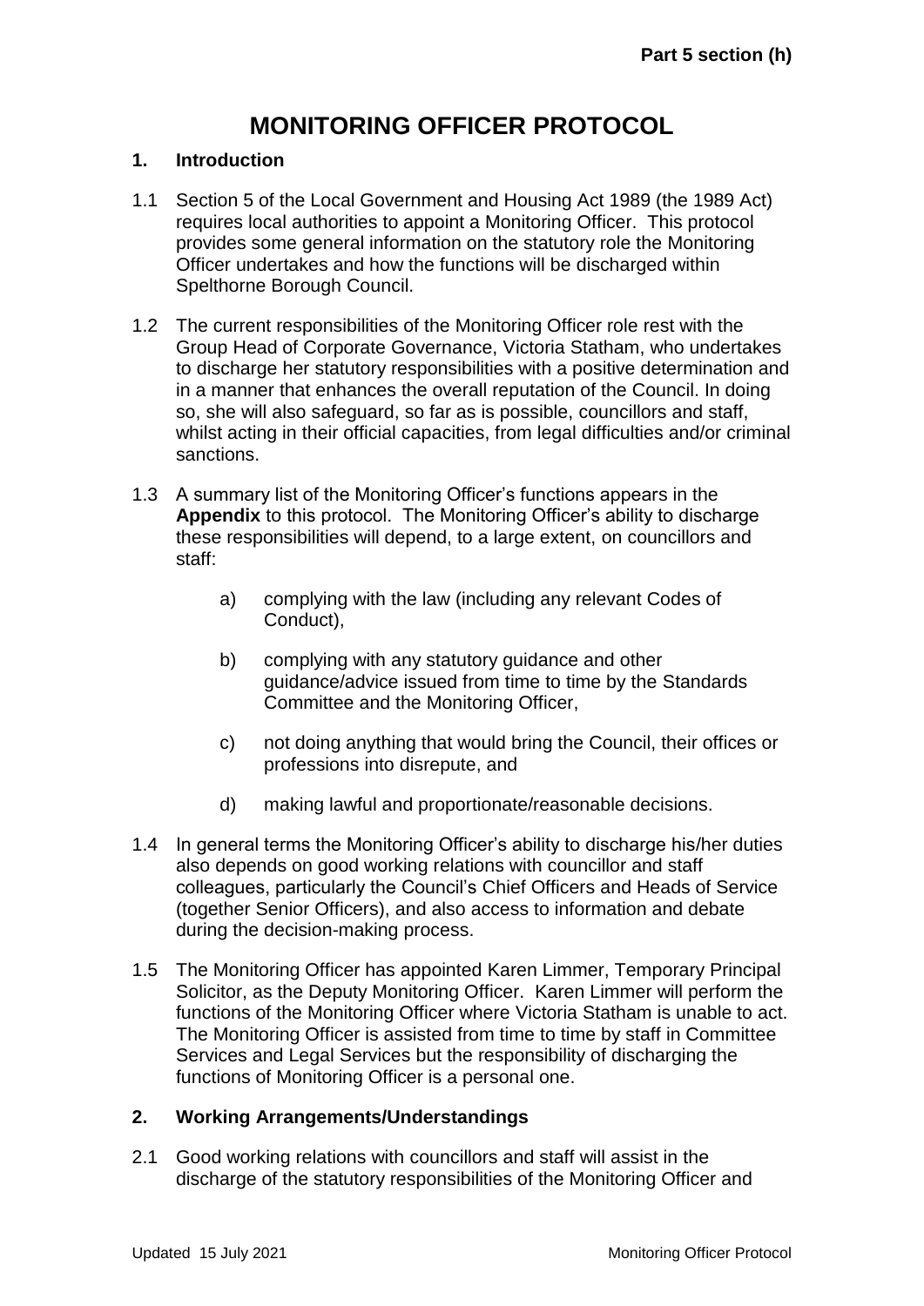# MONITORING OFFICER PROTOCOL

## 1. Introduction

1.1 Section 5 of the Local Government and Housing Act 1989 (the 1989 Act) requires local authorities to appoint a Monitoring Officer. This protocol provides some general information on the statutory role the Monitoring Officer undertakes and how the functions will be discharged within Spelthorne Borough Council.

1.2 The current responsibilities of the Monitoring Officer role rest with the Group Head of Corporate Governance, Victoria Statham, who undertakes to discharge her statutory responsibilities with a positive determination and in a manner that enhances the overall reputation of the Council. In doing so, she will also safeguard, so far as is possible, councillors and staff, whilst acting in their official capacities, from legal difficulties and/or criminal sanctions.

1.3 A summary list of the Monitoring Officer's functions appears in the **Appendix** to this protocol. The Monitoring Officer's ability to discharge these responsibilities will depend, to a large extent, on councillors and staff:

- a) complying with the law (including any relevant Codes of Conduct),
- b) complying with any statutory guidance and other guidance/advice issued from time to time by the Standards Committee and the Monitoring Officer,
- c) not doing anything that would bring the Council, their offices or professions into disrepute, and
- d) making lawful and proportionate/reasonable decisions.

1.4 In general terms the Monitoring Officer's ability to discharge his/her duties also depends on good working relations with councillor and staff colleagues, particularly the Council's Chief Officers and Heads of Service (together Senior Officers), and also access to information and debate during the decision-making process.

1.5 The Monitoring Officer has appointed Karen Limmer, Temporary Principal Solicitor, as the Deputy Monitoring Officer. Karen Limmer will perform the functions of the Monitoring Officer where Victoria Statham is unable to act. The Monitoring Officer is assisted from time to time by staff in Committee Services and Legal Services but the responsibility of discharging the functions of Monitoring Officer is a personal one.

## 2. Working Arrangements/Understandings

2.1 Good working relations with councillors and staff will assist in the discharge of the statutory responsibilities of the Monitoring Officer and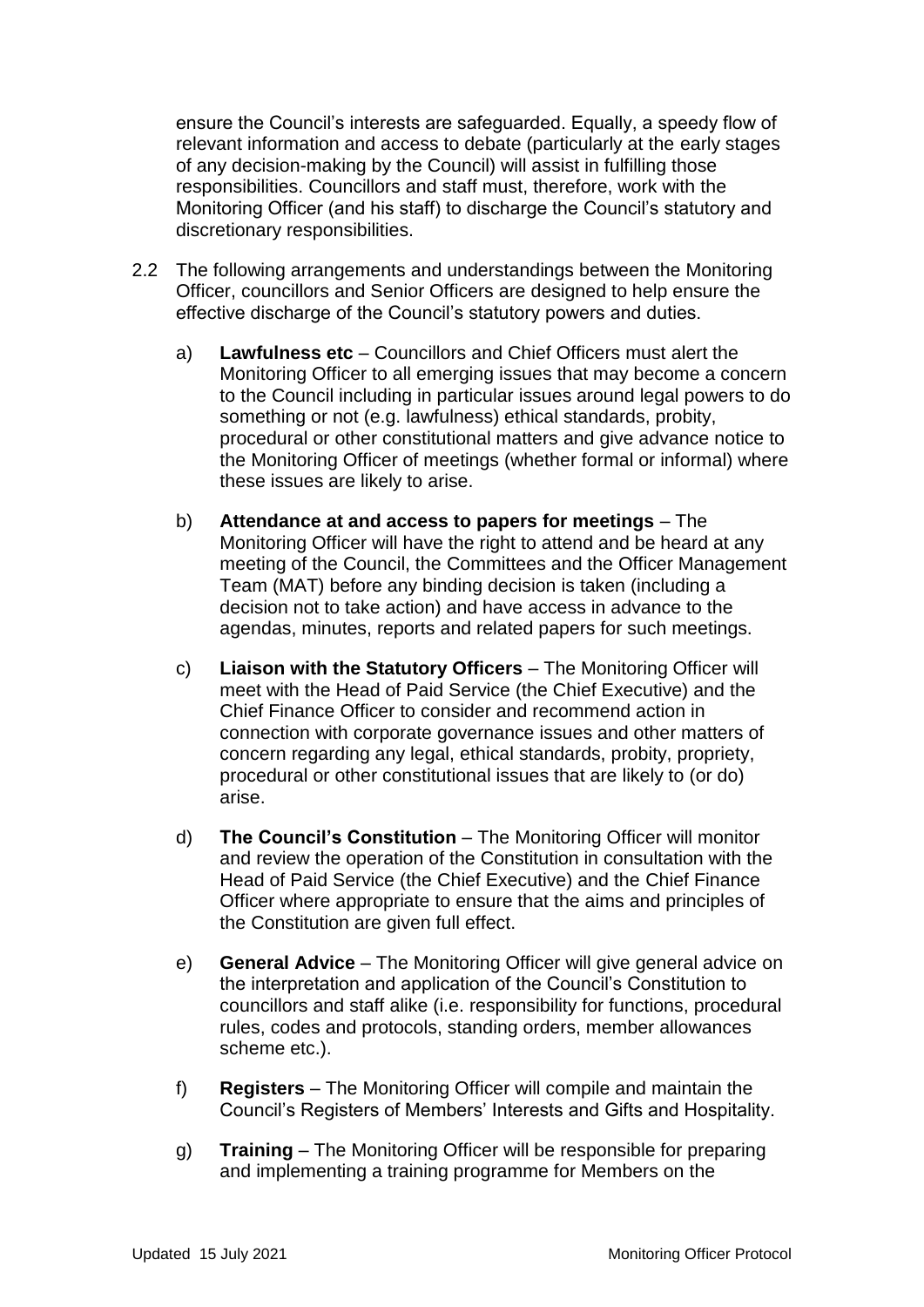ensure the Council's interests are safeguarded. Equally, a speedy flow of relevant information and access to debate (particularly at the early stages of any decision-making by the Council) will assist in fulfilling those responsibilities. Councillors and staff must, therefore, work with the Monitoring Officer (and his staff) to discharge the Council's statutory and discretionary responsibilities.

2.2 The following arrangements and understandings between the Monitoring Officer, councillors and Senior Officers are designed to help ensure the effective discharge of the Council's statutory powers and duties.

a) **Lawfulness etc** – Councillors and Chief Officers must alert the Monitoring Officer to all emerging issues that may become a concern to the Council including in particular issues around legal powers to do something or not (e.g. lawfulness) ethical standards, probity, procedural or other constitutional matters and give advance notice to the Monitoring Officer of meetings (whether formal or informal) where these issues are likely to arise.

b) **Attendance at and access to papers for meetings** – The Monitoring Officer will have the right to attend and be heard at any meeting of the Council, the Committees and the Officer Management Team (MAT) before any binding decision is taken (including a decision not to take action) and have access in advance to the agendas, minutes, reports and related papers for such meetings.

c) **Liaison with the Statutory Officers** – The Monitoring Officer will meet with the Head of Paid Service (the Chief Executive) and the Chief Finance Officer to consider and recommend action in connection with corporate governance issues and other matters of concern regarding any legal, ethical standards, probity, propriety, procedural or other constitutional issues that are likely to (or do) arise.

d) **The Council's Constitution** – The Monitoring Officer will monitor and review the operation of the Constitution in consultation with the Head of Paid Service (the Chief Executive) and the Chief Finance Officer where appropriate to ensure that the aims and principles of the Constitution are given full effect.

e) **General Advice** – The Monitoring Officer will give general advice on the interpretation and application of the Council's Constitution to councillors and staff alike (i.e. responsibility for functions, procedural rules, codes and protocols, standing orders, member allowances scheme etc.).

f) **Registers** – The Monitoring Officer will compile and maintain the Council's Registers of Members' Interests and Gifts and Hospitality.

g) **Training** – The Monitoring Officer will be responsible for preparing and implementing a training programme for Members on the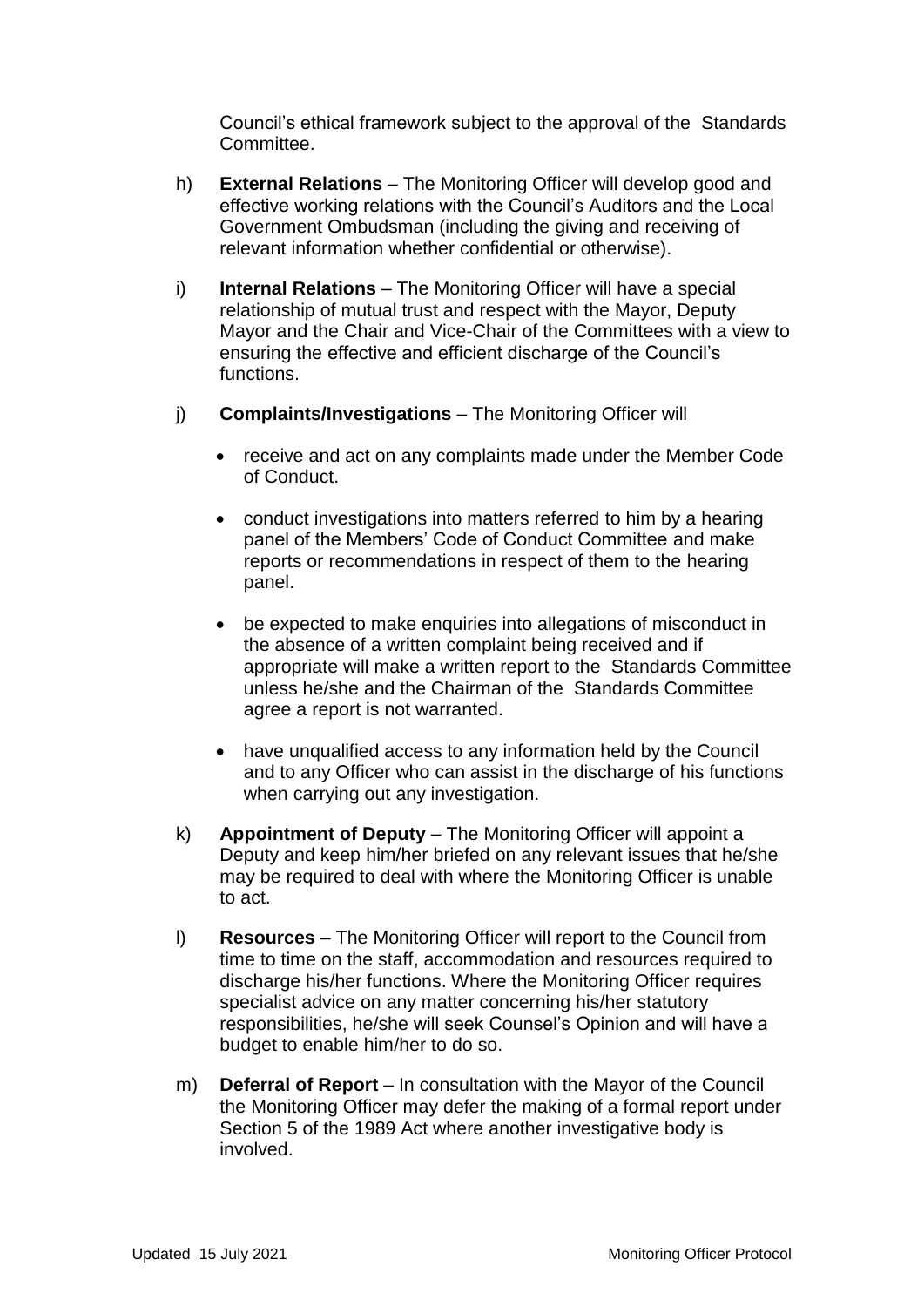Council's ethical framework subject to the approval of the Standards Committee.

h) **External Relations** – The Monitoring Officer will develop good and effective working relations with the Council's Auditors and the Local Government Ombudsman (including the giving and receiving of relevant information whether confidential or otherwise).

i) **Internal Relations** – The Monitoring Officer will have a special relationship of mutual trust and respect with the Mayor, Deputy Mayor and the Chair and Vice-Chair of the Committees with a view to ensuring the effective and efficient discharge of the Council's functions.

j) **Complaints/Investigations** – The Monitoring Officer will

- receive and act on any complaints made under the Member Code of Conduct.
- conduct investigations into matters referred to him by a hearing panel of the Members' Code of Conduct Committee and make reports or recommendations in respect of them to the hearing panel.
- be expected to make enquiries into allegations of misconduct in the absence of a written complaint being received and if appropriate will make a written report to the Standards Committee unless he/she and the Chairman of the Standards Committee agree a report is not warranted.
- have unqualified access to any information held by the Council and to any Officer who can assist in the discharge of his functions when carrying out any investigation.

k) **Appointment of Deputy** – The Monitoring Officer will appoint a Deputy and keep him/her briefed on any relevant issues that he/she may be required to deal with where the Monitoring Officer is unable to act.

l) **Resources** – The Monitoring Officer will report to the Council from time to time on the staff, accommodation and resources required to discharge his/her functions. Where the Monitoring Officer requires specialist advice on any matter concerning his/her statutory responsibilities, he/she will seek Counsel's Opinion and will have a budget to enable him/her to do so.

m) **Deferral of Report** – In consultation with the Mayor of the Council the Monitoring Officer may defer the making of a formal report under Section 5 of the 1989 Act where another investigative body is involved.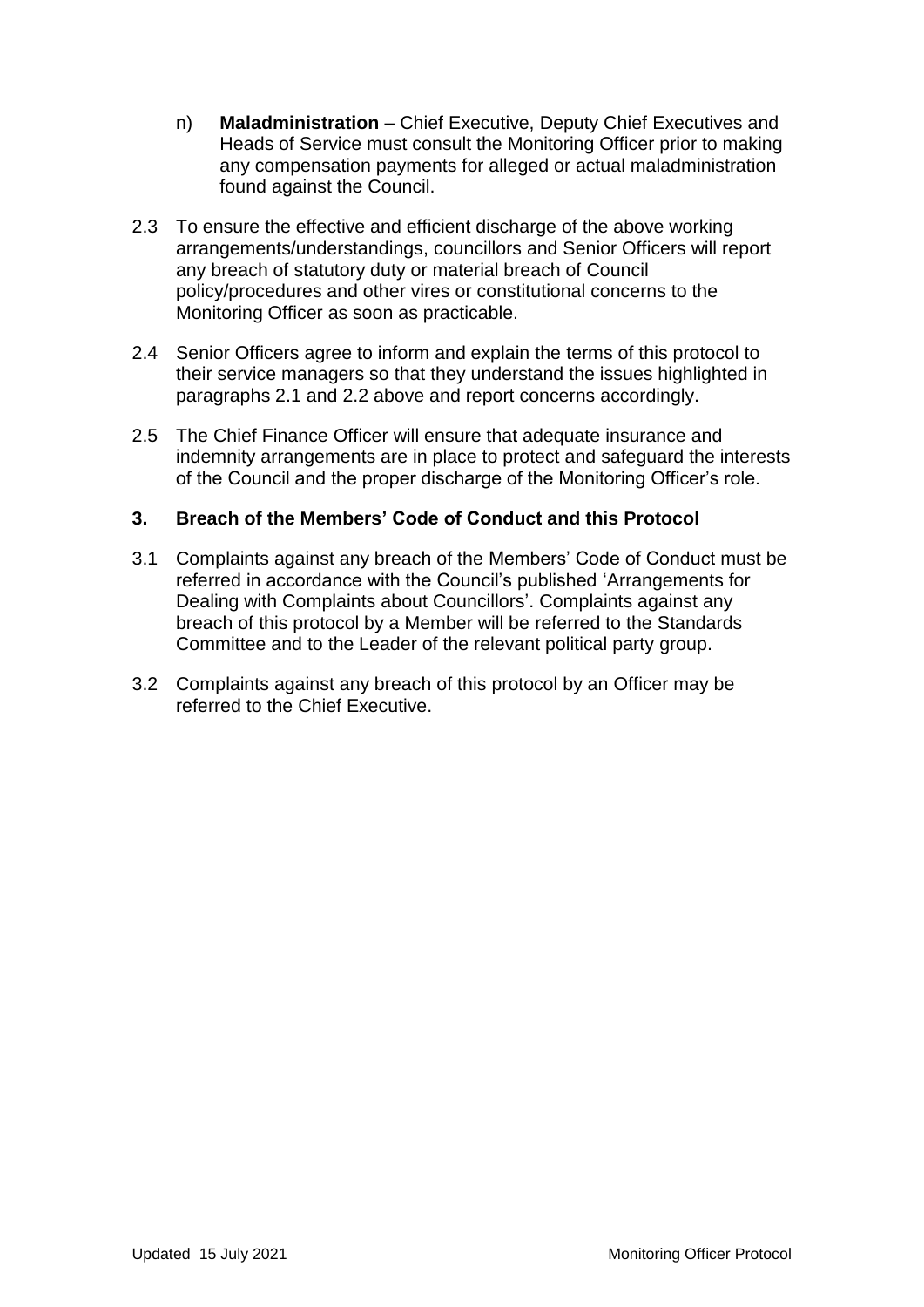n) **Maladministration** – Chief Executive, Deputy Chief Executives and Heads of Service must consult the Monitoring Officer prior to making any compensation payments for alleged or actual maladministration found against the Council.

2.3 To ensure the effective and efficient discharge of the above working arrangements/understandings, councillors and Senior Officers will report any breach of statutory duty or material breach of Council policy/procedures and other vires or constitutional concerns to the Monitoring Officer as soon as practicable.

2.4 Senior Officers agree to inform and explain the terms of this protocol to their service managers so that they understand the issues highlighted in paragraphs 2.1 and 2.2 above and report concerns accordingly.

2.5 The Chief Finance Officer will ensure that adequate insurance and indemnity arrangements are in place to protect and safeguard the interests of the Council and the proper discharge of the Monitoring Officer's role.

## 3. Breach of the Members' Code of Conduct and this Protocol

3.1 Complaints against any breach of the Members' Code of Conduct must be referred in accordance with the Council's published 'Arrangements for Dealing with Complaints about Councillors'. Complaints against any breach of this protocol by a Member will be referred to the Standards Committee and to the Leader of the relevant political party group.

3.2 Complaints against any breach of this protocol by an Officer may be referred to the Chief Executive.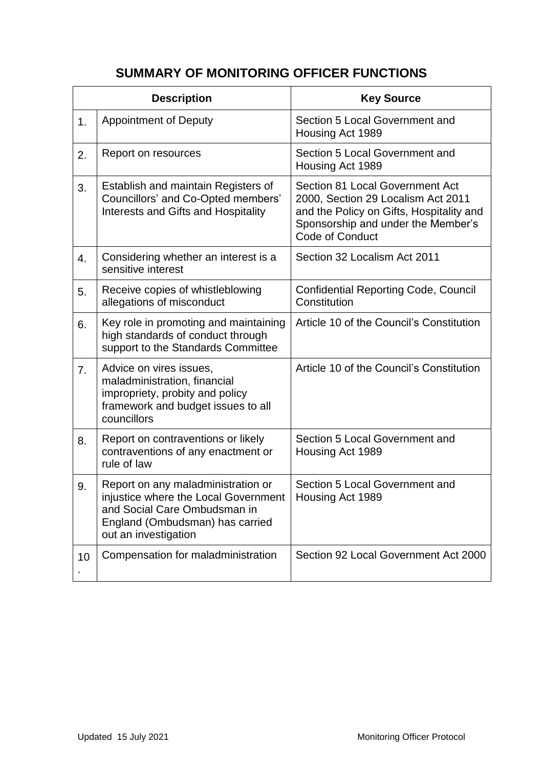# SUMMARY OF MONITORING OFFICER FUNCTIONS

| Description | | Key Source |
|---|---|---|
| 1. | Appointment of Deputy | Section 5 Local Government and Housing Act 1989 |
| 2. | Report on resources | Section 5 Local Government and Housing Act 1989 |
| 3. | Establish and maintain Registers of Councillors' and Co-Opted members' Interests and Gifts and Hospitality | Section 81 Local Government Act 2000, Section 29 Localism Act 2011 and the Policy on Gifts, Hospitality and Sponsorship and under the Member's Code of Conduct |
| 4. | Considering whether an interest is a sensitive interest | Section 32 Localism Act 2011 |
| 5. | Receive copies of whistleblowing allegations of misconduct | Confidential Reporting Code, Council Constitution |
| 6. | Key role in promoting and maintaining high standards of conduct through support to the Standards Committee | Article 10 of the Council's Constitution |
| 7. | Advice on vires issues, maladministration, financial impropriety, probity and policy framework and budget issues to all councillors | Article 10 of the Council's Constitution |
| 8. | Report on contraventions or likely contraventions of any enactment or rule of law | Section 5 Local Government and Housing Act 1989 |
| 9. | Report on any maladministration or injustice where the Local Government and Social Care Ombudsman in England (Ombudsman) has carried out an investigation | Section 5 Local Government and Housing Act 1989 |
| 10. | Compensation for maladministration | Section 92 Local Government Act 2000 |